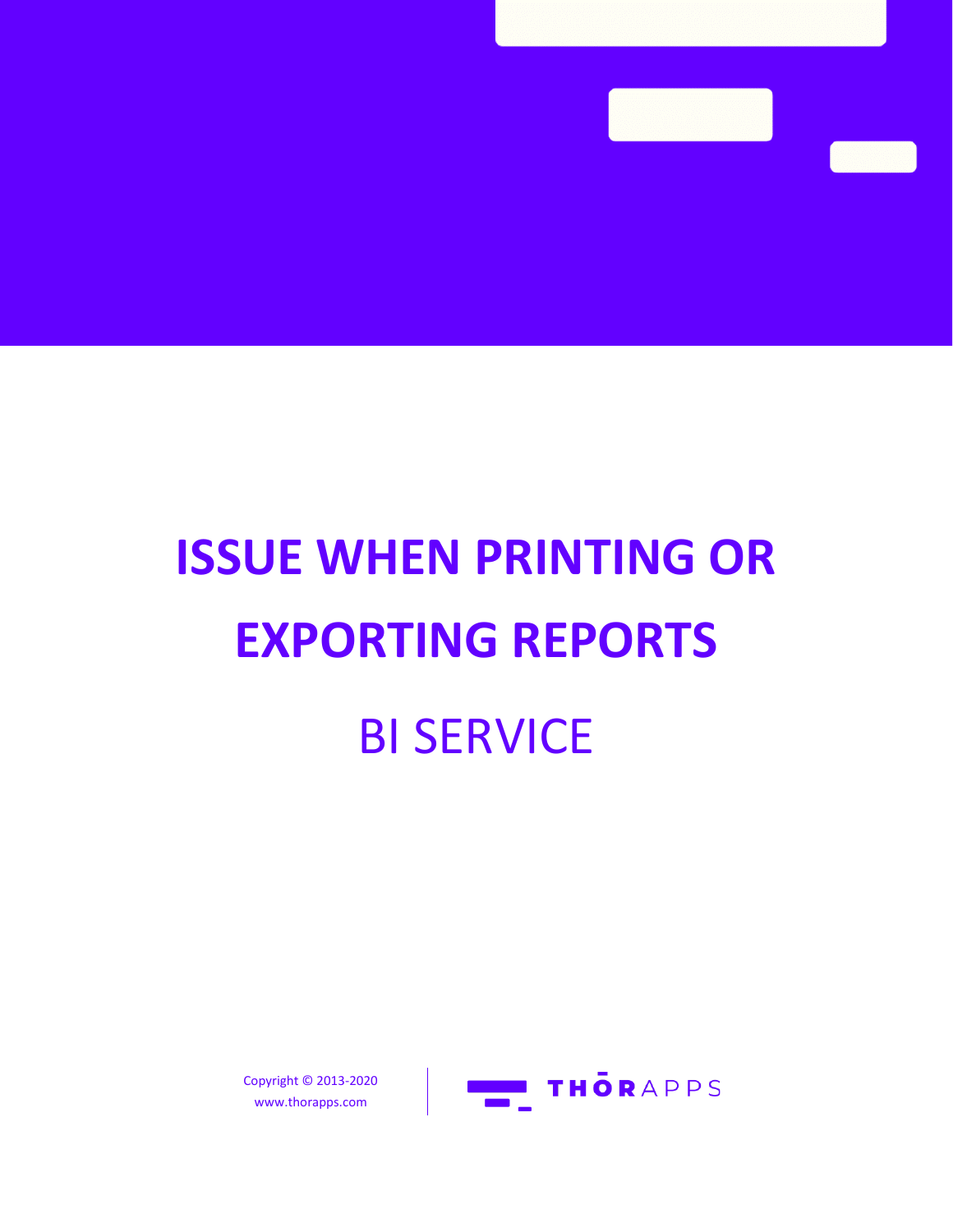# ISSUE WHEN PRINTING OR EXPORTING REPORTS

## BI SERVICE

Copyright © 2013-2020
www.thorapps.com

THŌRAPPS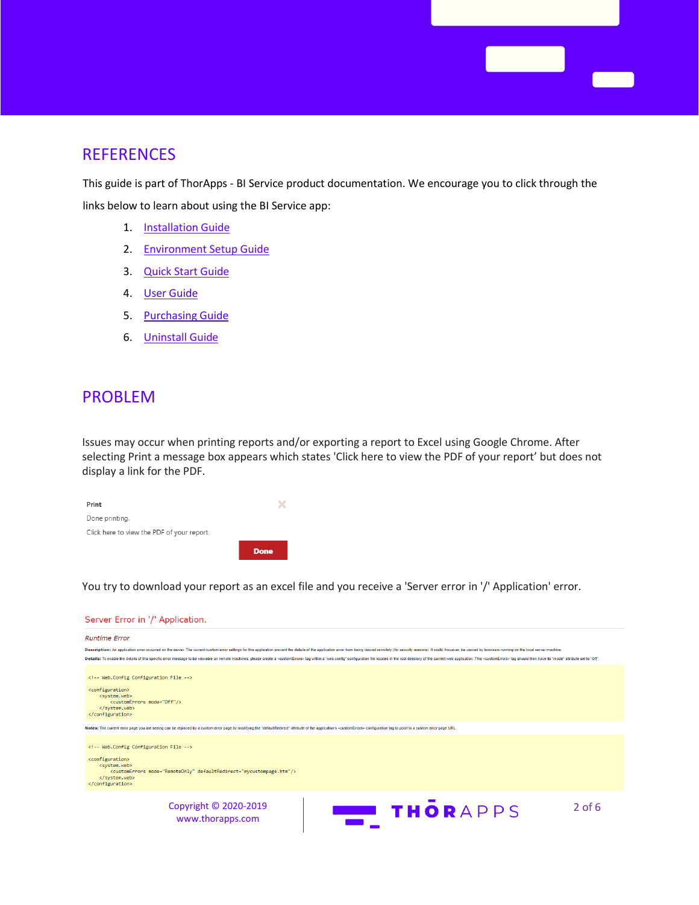## REFERENCES

This guide is part of ThorApps - BI Service product documentation. We encourage you to click through the links below to learn about using the BI Service app:

1. Installation Guide
2. Environment Setup Guide
3. Quick Start Guide
4. User Guide
5. Purchasing Guide
6. Uninstall Guide

## PROBLEM

Issues may occur when printing reports and/or exporting a report to Excel using Google Chrome. After selecting Print a message box appears which states 'Click here to view the PDF of your report' but does not display a link for the PDF.

**Print**

Done printing.

Click here to view the PDF of your report.

**Done**

You try to download your report as an excel file and you receive a 'Server error in '/' Application' error.

Server Error in '/' Application.

*Runtime Error*

**Description:** An application error occurred on the server. The current custom error settings for this application prevent the details of the application error from being viewed remotely (for security reasons). It could, however, be viewed by browsers running on the local server machine.

**Details:** To enable the details of this specific error message to be viewable on remote machines, please create a <customErrors> tag within a "web.config" configuration file located in the root directory of the current web application. This <customErrors> tag should then have its "mode" attribute set to "Off".

```
<!-- Web.Config Configuration File -->

<configuration>
    <system.web>
        <customErrors mode="Off"/>
    </system.web>
</configuration>
```

**Notes:** The current error page you are seeing can be replaced by a custom error page by modifying the "defaultRedirect" attribute of the application's <customErrors> configuration tag to point to a custom error page URL.

```
<!-- Web.Config Configuration File -->

<configuration>
    <system.web>
        <customErrors mode="RemoteOnly" defaultRedirect="mycustompage.htm"/>
    </system.web>
</configuration>
```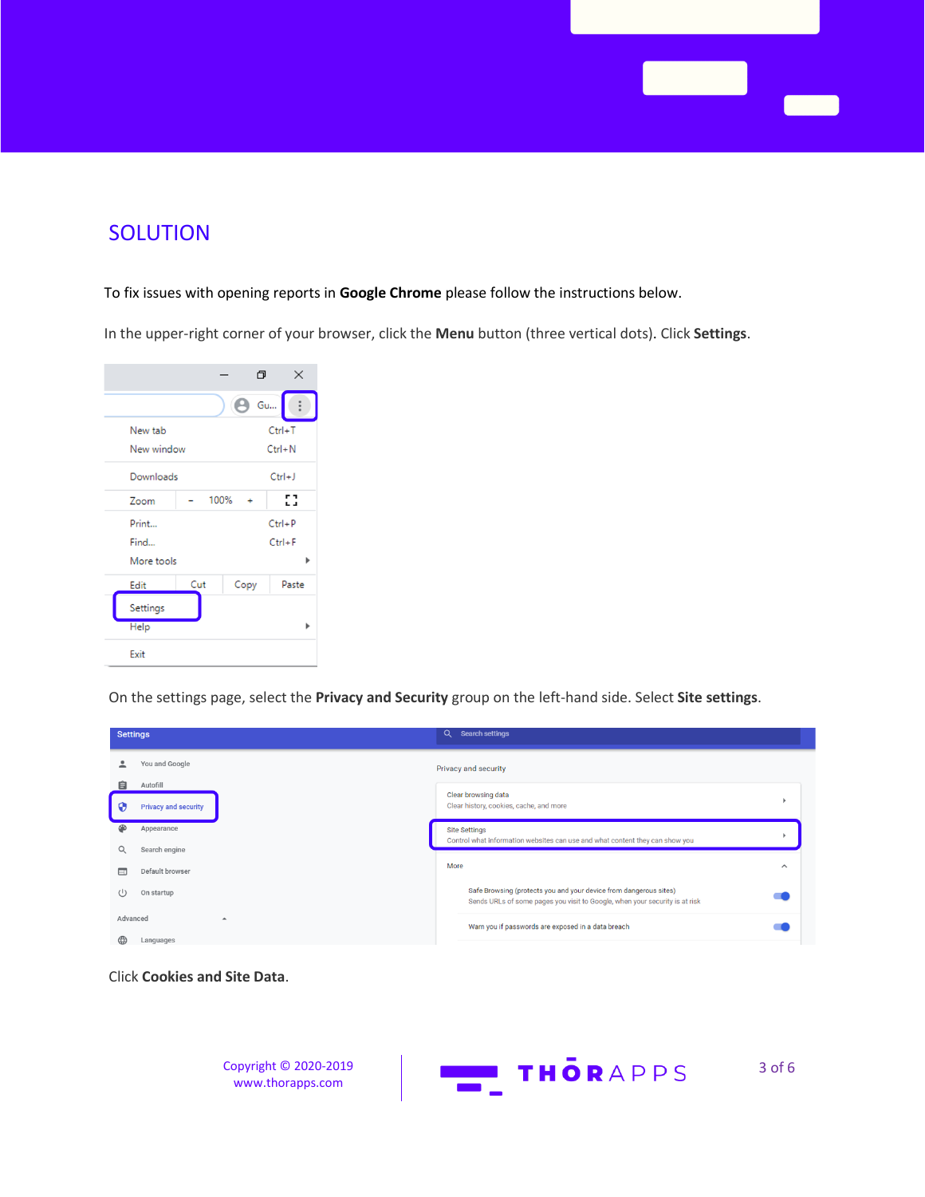## SOLUTION

To fix issues with opening reports in **Google Chrome** please follow the instructions below.

In the upper-right corner of your browser, click the **Menu** button (three vertical dots). Click **Settings**.

On the settings page, select the **Privacy and Security** group on the left-hand side. Select **Site settings**.

Click **Cookies and Site Data**.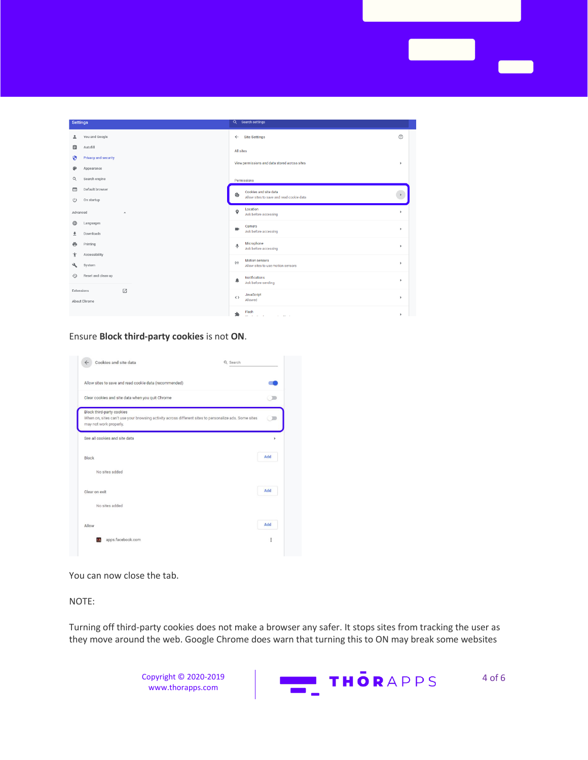Ensure **Block third-party cookies** is not **ON**.

You can now close the tab.

NOTE:

Turning off third-party cookies does not make a browser any safer. It stops sites from tracking the user as they move around the web. Google Chrome does warn that turning this to ON may break some websites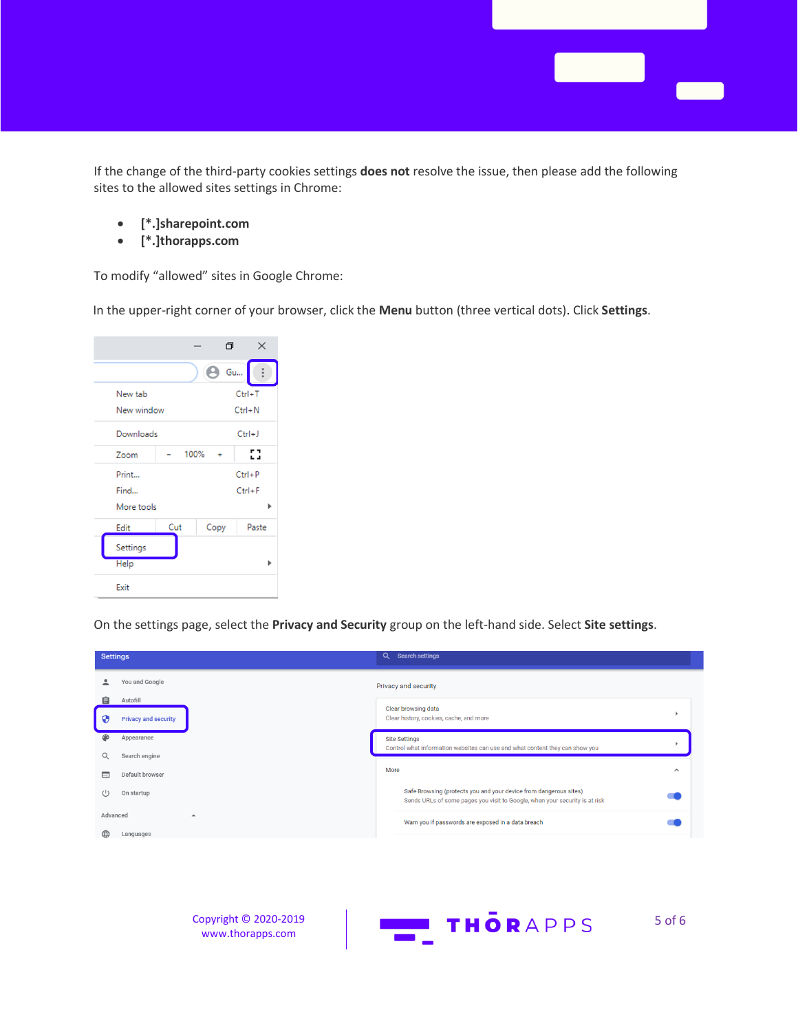If the change of the third-party cookies settings **does not** resolve the issue, then please add the following sites to the allowed sites settings in Chrome:

- **[*.]sharepoint.com**
- **[*.]thorapps.com**

To modify “allowed” sites in Google Chrome:

In the upper-right corner of your browser, click the **Menu** button (three vertical dots). Click **Settings**.

On the settings page, select the **Privacy and Security** group on the left-hand side. Select **Site settings**.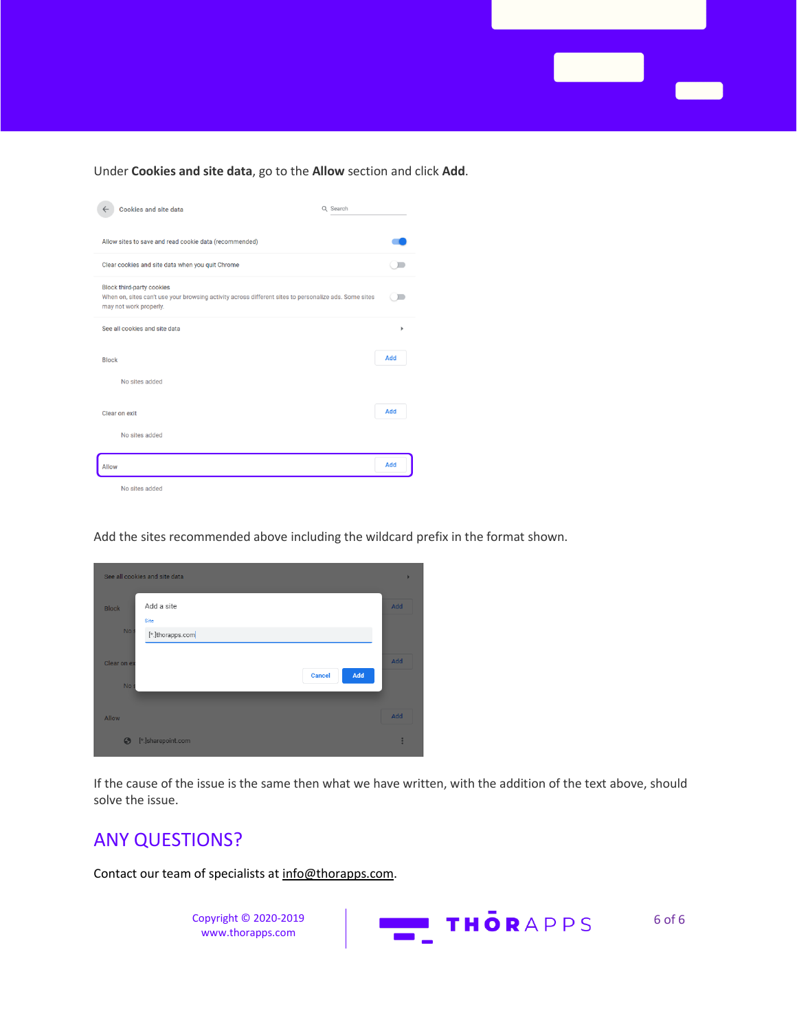Under **Cookies and site data**, go to the **Allow** section and click **Add**.

Add the sites recommended above including the wildcard prefix in the format shown.

If the cause of the issue is the same then what we have written, with the addition of the text above, should solve the issue.

## ANY QUESTIONS?

Contact our team of specialists at info@thorapps.com.

Copyright © 2020-2019
www.thorapps.com